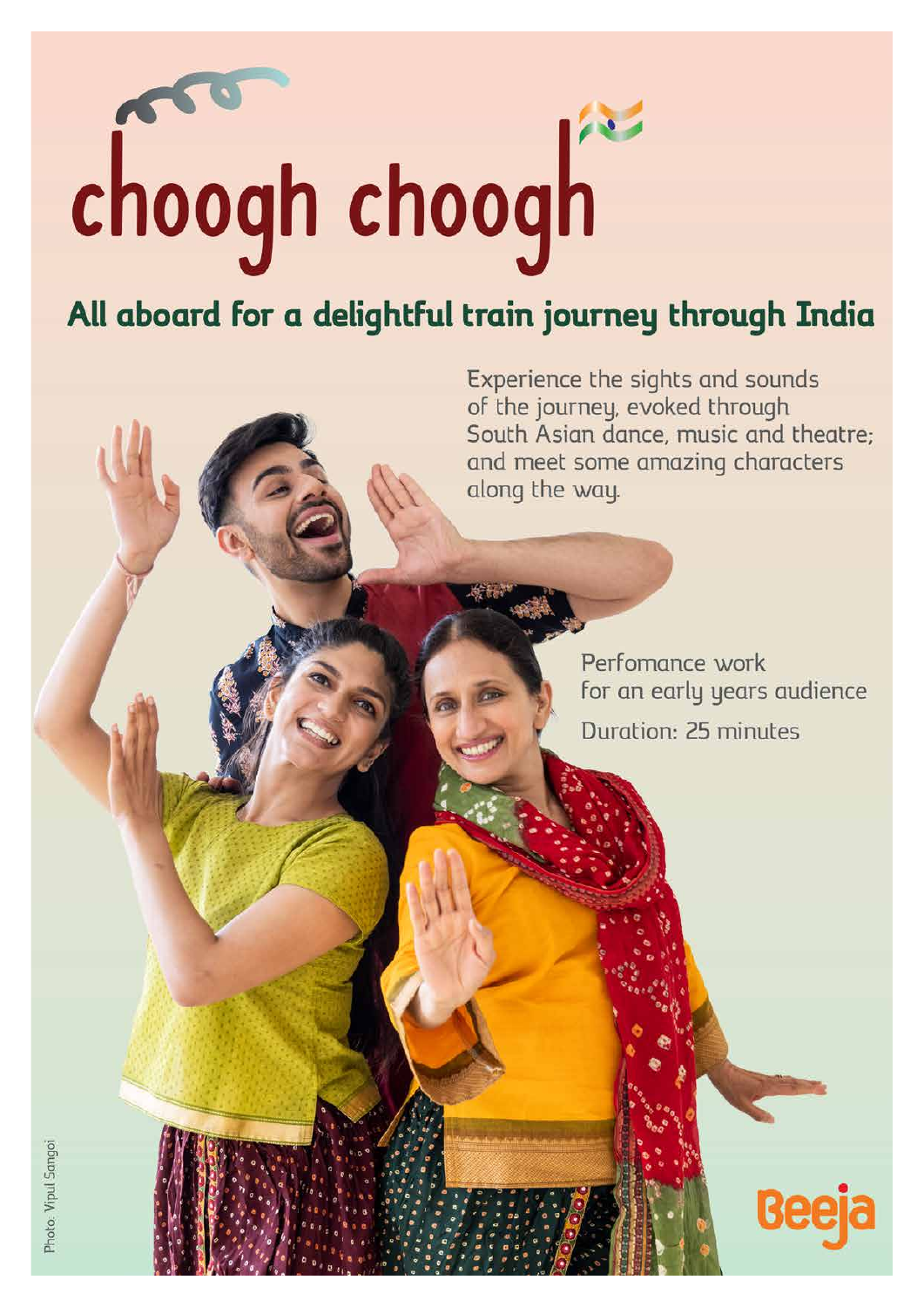# choogh choogh

## All aboard for a delightful train journey through India

Experience the sights and sounds of the journey, evoked through South Asian dance, music and theatre; and meet some amazing characters along the way.

Perfomance work for an early years audience

Duration: 25 minutes

Photo: Vipul Sangoi

Beeja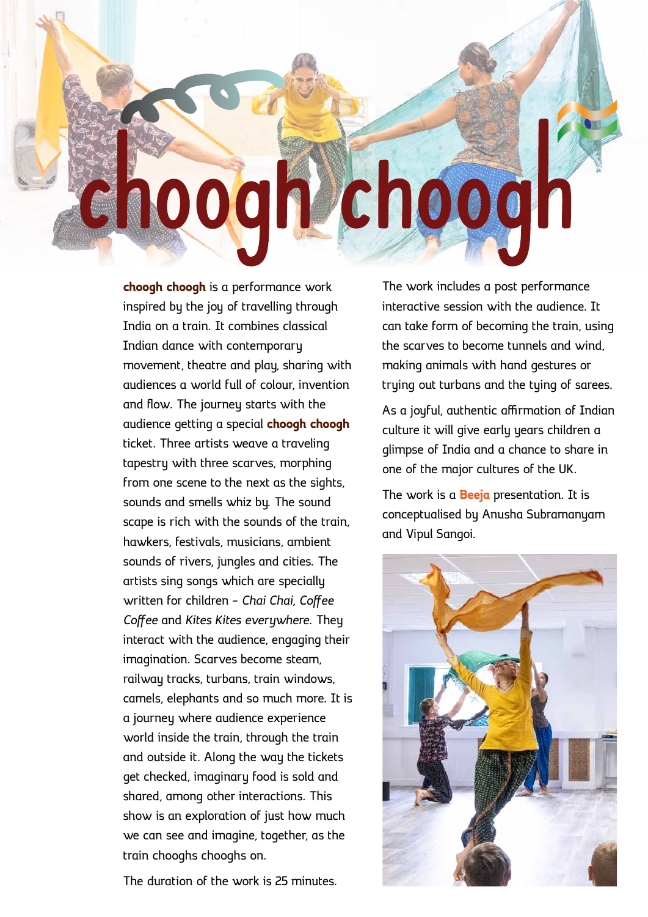# choogh choogh

**choogh choogh** is a performance work inspired by the joy of travelling through India on a train. It combines classical Indian dance with contemporary movement, theatre and play, sharing with audiences a world full of colour, invention and flow. The journey starts with the audience getting a special **choogh choogh** ticket. Three artists weave a traveling tapestry with three scarves, morphing from one scene to the next as the sights, sounds and smells whiz by. The sound scape is rich with the sounds of the train, hawkers, festivals, musicians, ambient sounds of rivers, jungles and cities. The artists sing songs which are specially written for children – *Chai Chai, Coffee Coffee* and *Kites Kites everywhere*. They interact with the audience, engaging their imagination. Scarves become steam, railway tracks, turbans, train windows, camels, elephants and so much more. It is a journey where audience experience world inside the train, through the train and outside it. Along the way the tickets get checked, imaginary food is sold and shared, among other interactions. This show is an exploration of just how much we can see and imagine, together, as the train chooghs chooghs on.

The duration of the work is 25 minutes.

The work includes a post performance interactive session with the audience. It can take form of becoming the train, using the scarves to become tunnels and wind, making animals with hand gestures or trying out turbans and the tying of sarees.

As a joyful, authentic affirmation of Indian culture it will give early years children a glimpse of India and a chance to share in one of the major cultures of the UK.

The work is a **Beeja** presentation. It is conceptualised by Anusha Subramanyam and Vipul Sangoi.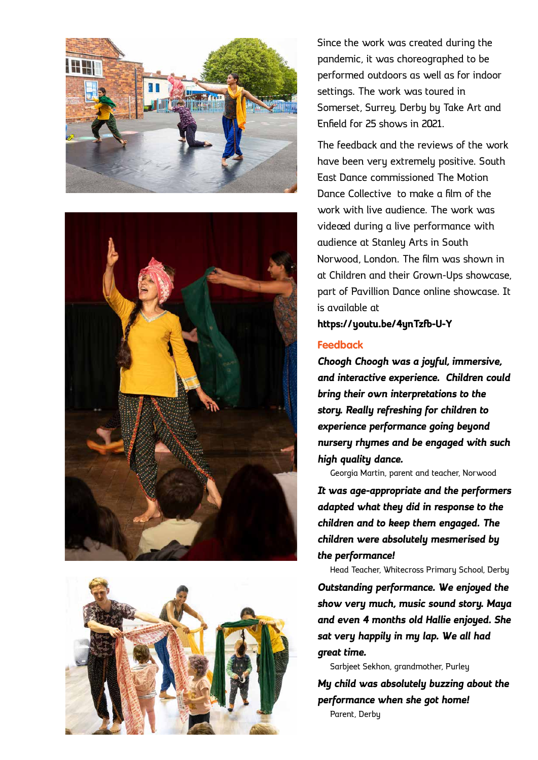Since the work was created during the pandemic, it was choreographed to be performed outdoors as well as for indoor settings. The work was toured in Somerset, Surrey, Derby by Take Art and Enfield for 25 shows in 2021.

The feedback and the reviews of the work have been very extremely positive. South East Dance commissioned The Motion Dance Collective  to make a film of the work with live audience. The work was videoed during a live performance with audience at Stanley Arts in South Norwood, London. The film was shown in at Children and their Grown-Ups showcase, part of Pavillion Dance online showcase. It is available at **https://youtu.be/4ynTzfb-U-Y**

## Feedback

***Choogh Choogh was a joyful, immersive, and interactive experience.  Children could bring their own interpretations to the story. Really refreshing for children to experience performance going beyond nursery rhymes and be engaged with such high quality dance.***

Georgia Martin, parent and teacher, Norwood

***It was age-appropriate and the performers adapted what they did in response to the children and to keep them engaged. The children were absolutely mesmerised by the performance!***

Head Teacher, Whitecross Primary School, Derby

***Outstanding performance. We enjoyed the show very much, music sound story. Maya and even 4 months old Hallie enjoyed. She sat very happily in my lap. We all had great time.***

Sarbjeet Sekhon, grandmother, Purley

***My child was absolutely buzzing about the performance when she got home!***

Parent, Derby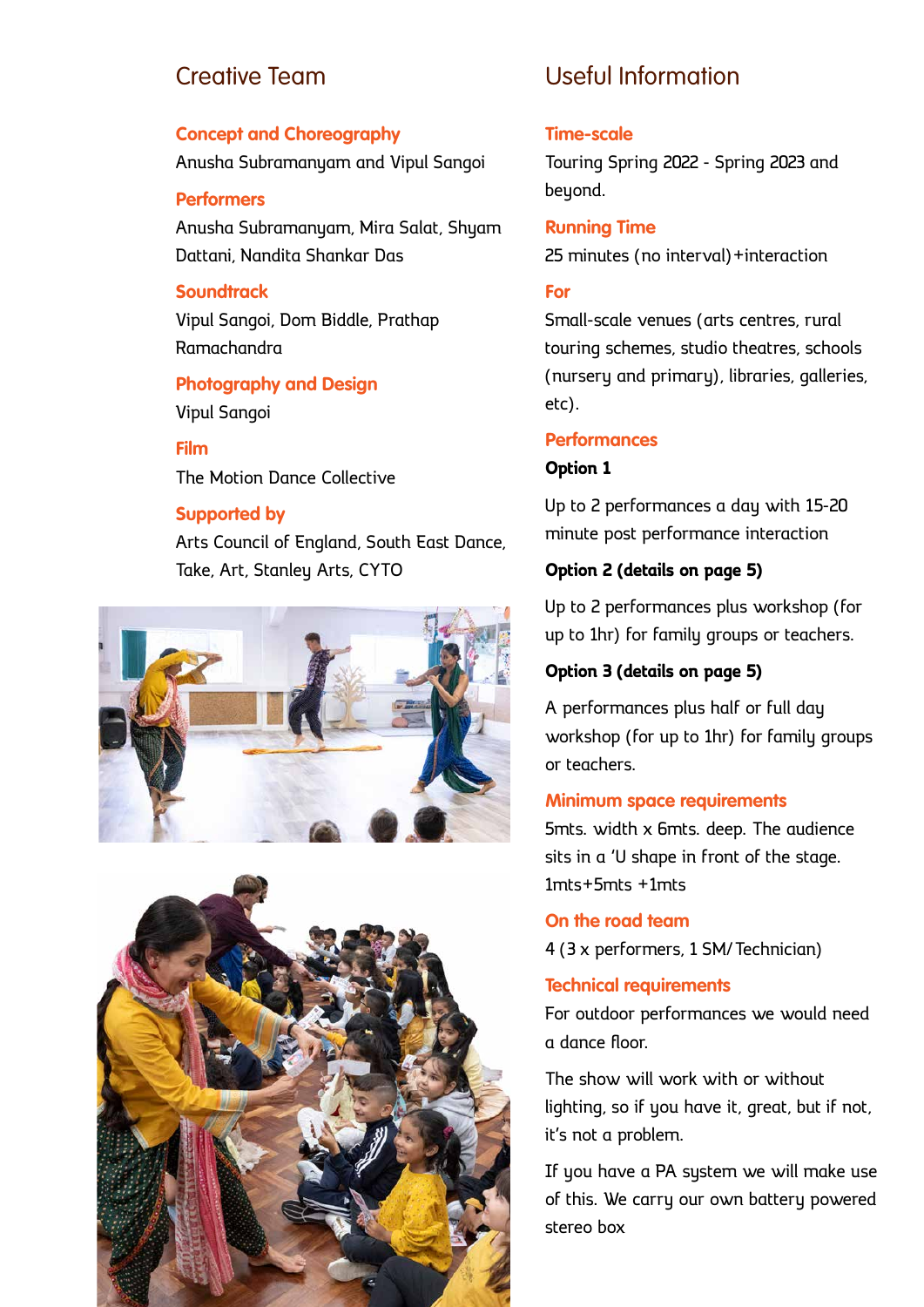## Creative Team

### Concept and Choreography

Anusha Subramanyam and Vipul Sangoi

### Performers

Anusha Subramanyam, Mira Salat, Shyam Dattani, Nandita Shankar Das

### Soundtrack

Vipul Sangoi, Dom Biddle, Prathap Ramachandra

### Photography and Design

Vipul Sangoi

### Film

The Motion Dance Collective

### Supported by

Arts Council of England, South East Dance, Take, Art, Stanley Arts, CYTO

## Useful Information

### Time-scale

Touring Spring 2022 - Spring 2023 and beyond.

### Running Time

25 minutes (no interval)+interaction

### For

Small-scale venues (arts centres, rural touring schemes, studio theatres, schools (nursery and primary), libraries, galleries, etc).

### Performances

**Option 1**

Up to 2 performances a day with 15-20 minute post performance interaction

**Option 2 (details on page 5)**

Up to 2 performances plus workshop (for up to 1hr) for family groups or teachers.

**Option 3 (details on page 5)**

A performances plus half or full day workshop (for up to 1hr) for family groups or teachers.

### Minimum space requirements

5mts. width x 6mts. deep. The audience sits in a 'U shape in front of the stage. 1mts+5mts +1mts

### On the road team

4 (3 x performers, 1 SM/ Technician)

### Technical requirements

For outdoor performances we would need a dance floor.

The show will work with or without lighting, so if you have it, great, but if not, it's not a problem.

If you have a PA system we will make use of this. We carry our own battery powered stereo box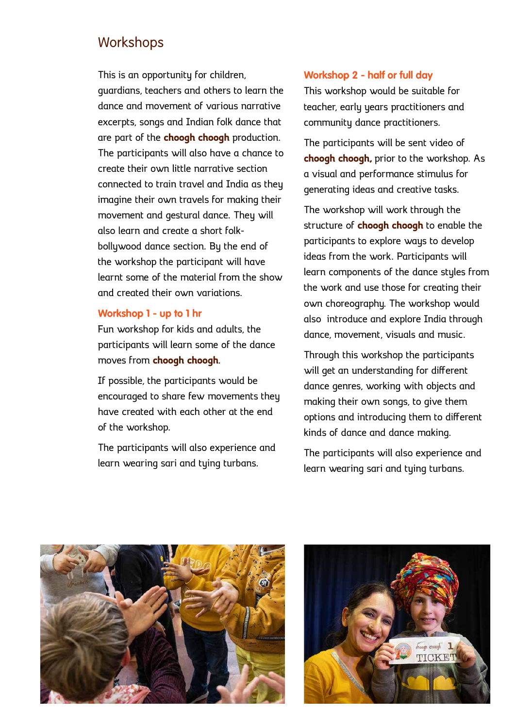## Workshops

This is an opportunity for children, guardians, teachers and others to learn the dance and movement of various narrative excerpts, songs and Indian folk dance that are part of the **choogh choogh** production. The participants will also have a chance to create their own little narrative section connected to train travel and India as they imagine their own travels for making their movement and gestural dance. They will also learn and create a short folk-bollywood dance section. By the end of the workshop the participant will have learnt some of the material from the show and created their own variations.

### Workshop 1 - up to 1 hr

Fun workshop for kids and adults, the participants will learn some of the dance moves from **choogh choogh**.

If possible, the participants would be encouraged to share few movements they have created with each other at the end of the workshop.

The participants will also experience and learn wearing sari and tying turbans.

### Workshop 2 - half or full day

This workshop would be suitable for teacher, early years practitioners and community dance practitioners.

The participants will be sent video of **choogh choogh,** prior to the workshop. As a visual and performance stimulus for generating ideas and creative tasks.

The workshop will work through the structure of **choogh choogh** to enable the participants to explore ways to develop ideas from the work. Participants will learn components of the dance styles from the work and use those for creating their own choreography. The workshop would also introduce and explore India through dance, movement, visuals and music.

Through this workshop the participants will get an understanding for different dance genres, working with objects and making their own songs, to give them options and introducing them to different kinds of dance and dance making.

The participants will also experience and learn wearing sari and tying turbans.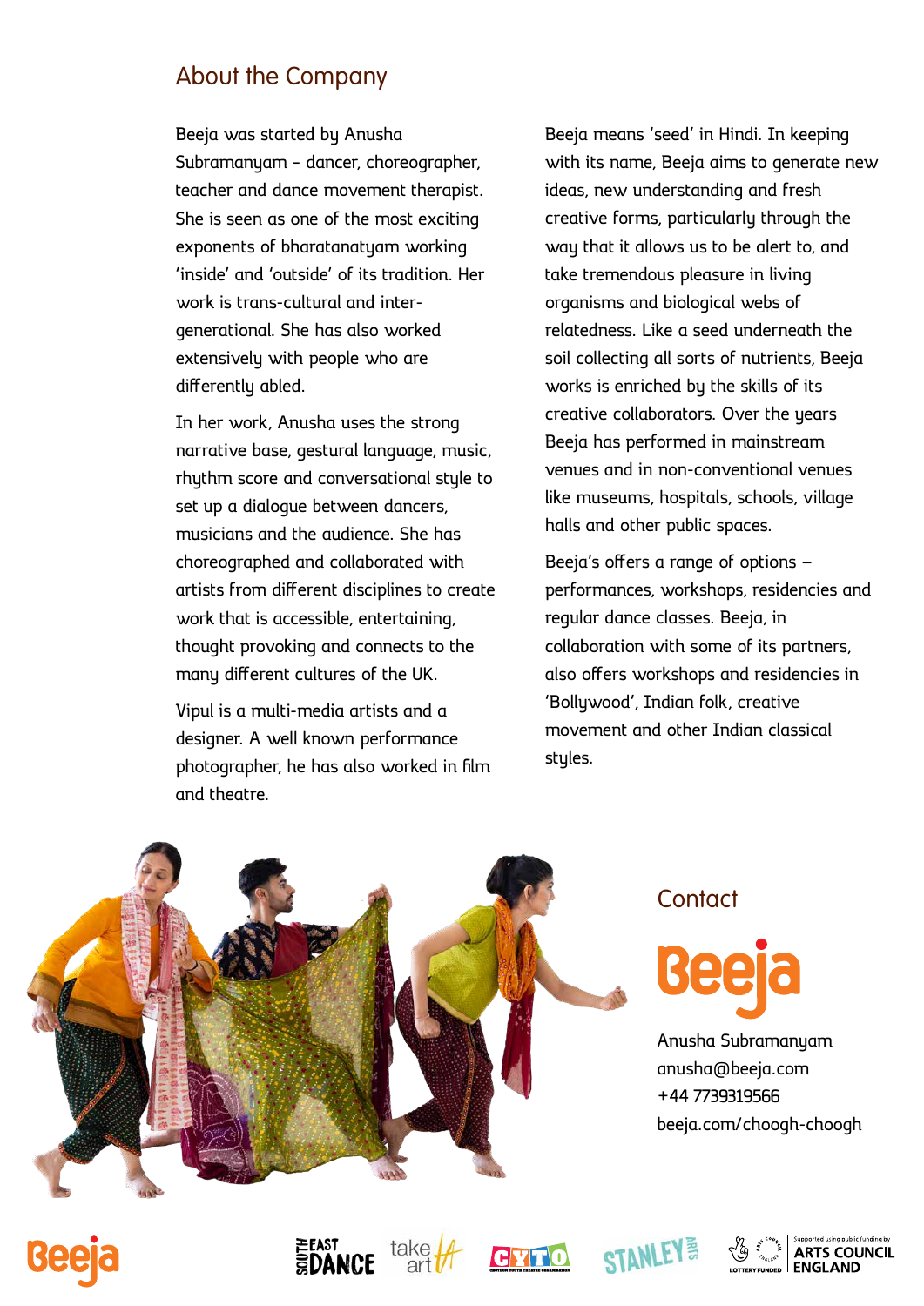## About the Company

Beeja was started by Anusha Subramanyam - dancer, choreographer, teacher and dance movement therapist. She is seen as one of the most exciting exponents of bharatanatyam working 'inside' and 'outside' of its tradition. Her work is trans-cultural and inter-generational. She has also worked extensively with people who are differently abled.

In her work, Anusha uses the strong narrative base, gestural language, music, rhythm score and conversational style to set up a dialogue between dancers, musicians and the audience. She has choreographed and collaborated with artists from different disciplines to create work that is accessible, entertaining, thought provoking and connects to the many different cultures of the UK.

Vipul is a multi-media artists and a designer. A well known performance photographer, he has also worked in film and theatre.

Beeja means 'seed' in Hindi. In keeping with its name, Beeja aims to generate new ideas, new understanding and fresh creative forms, particularly through the way that it allows us to be alert to, and take tremendous pleasure in living organisms and biological webs of relatedness. Like a seed underneath the soil collecting all sorts of nutrients, Beeja works is enriched by the skills of its creative collaborators. Over the years Beeja has performed in mainstream venues and in non-conventional venues like museums, hospitals, schools, village halls and other public spaces.

Beeja's offers a range of options – performances, workshops, residencies and regular dance classes. Beeja, in collaboration with some of its partners, also offers workshops and residencies in 'Bollywood', Indian folk, creative movement and other Indian classical styles.

## Contact

Beeja

Anusha Subramanyam
anusha@beeja.com
+44 7739319566
beeja.com/choogh-choogh

Beeja | South East Dance | take art | CYTO | Stanley Arts | Lottery Funded | Supported using public funding by Arts Council England